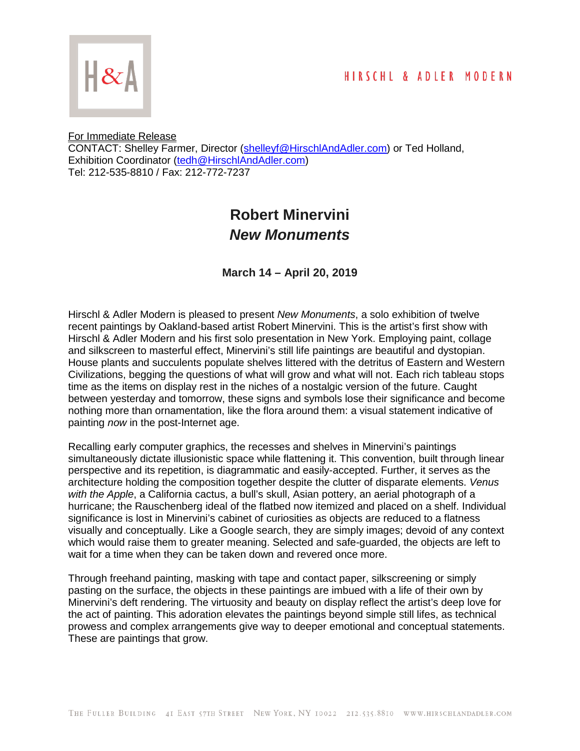HIRSCHL & ADLER MODERN

For Immediate Release
CONTACT: Shelley Farmer, Director (shelleyf@HirschlAndAdler.com) or Ted Holland, Exhibition Coordinator (tedh@HirschlAndAdler.com)
Tel: 212-535-8810 / Fax: 212-772-7237

# Robert Minervini
## *New Monuments*

**March 14 – April 20, 2019**

Hirschl & Adler Modern is pleased to present *New Monuments*, a solo exhibition of twelve recent paintings by Oakland-based artist Robert Minervini. This is the artist's first show with Hirschl & Adler Modern and his first solo presentation in New York. Employing paint, collage and silkscreen to masterful effect, Minervini's still life paintings are beautiful and dystopian. House plants and succulents populate shelves littered with the detritus of Eastern and Western Civilizations, begging the questions of what will grow and what will not. Each rich tableau stops time as the items on display rest in the niches of a nostalgic version of the future. Caught between yesterday and tomorrow, these signs and symbols lose their significance and become nothing more than ornamentation, like the flora around them: a visual statement indicative of painting *now* in the post-Internet age.

Recalling early computer graphics, the recesses and shelves in Minervini's paintings simultaneously dictate illusionistic space while flattening it. This convention, built through linear perspective and its repetition, is diagrammatic and easily-accepted. Further, it serves as the architecture holding the composition together despite the clutter of disparate elements. *Venus with the Apple*, a California cactus, a bull's skull, Asian pottery, an aerial photograph of a hurricane; the Rauschenberg ideal of the flatbed now itemized and placed on a shelf. Individual significance is lost in Minervini's cabinet of curiosities as objects are reduced to a flatness visually and conceptually. Like a Google search, they are simply images; devoid of any context which would raise them to greater meaning. Selected and safe-guarded, the objects are left to wait for a time when they can be taken down and revered once more.

Through freehand painting, masking with tape and contact paper, silkscreening or simply pasting on the surface, the objects in these paintings are imbued with a life of their own by Minervini's deft rendering. The virtuosity and beauty on display reflect the artist's deep love for the act of painting. This adoration elevates the paintings beyond simple still lifes, as technical prowess and complex arrangements give way to deeper emotional and conceptual statements. These are paintings that grow.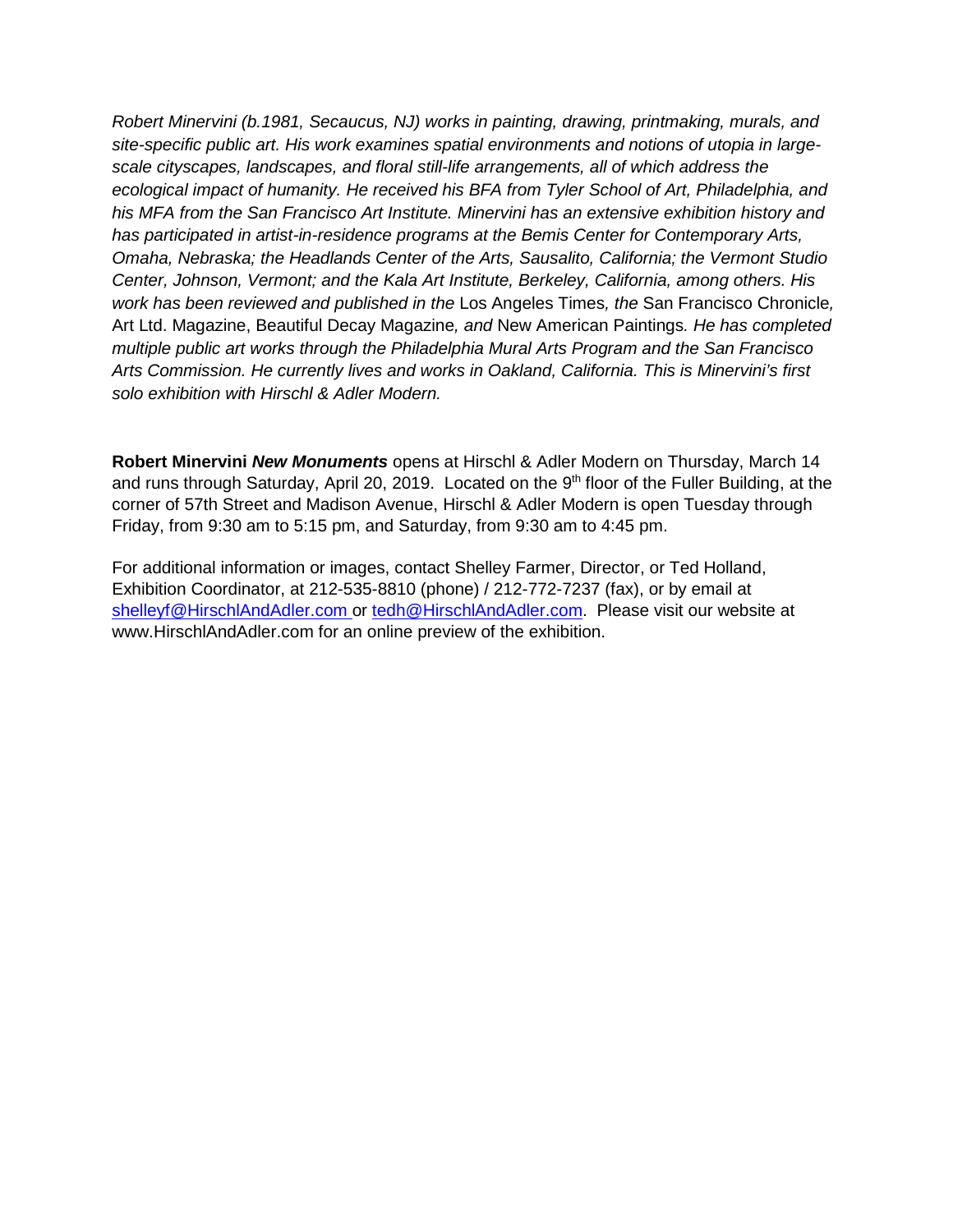*Robert Minervini (b.1981, Secaucus, NJ) works in painting, drawing, printmaking, murals, and site-specific public art. His work examines spatial environments and notions of utopia in large-scale cityscapes, landscapes, and floral still-life arrangements, all of which address the ecological impact of humanity. He received his BFA from Tyler School of Art, Philadelphia, and his MFA from the San Francisco Art Institute. Minervini has an extensive exhibition history and has participated in artist-in-residence programs at the Bemis Center for Contemporary Arts, Omaha, Nebraska; the Headlands Center of the Arts, Sausalito, California; the Vermont Studio Center, Johnson, Vermont; and the Kala Art Institute, Berkeley, California, among others. His work has been reviewed and published in the* Los Angeles Times*, the* San Francisco Chronicle*,* Art Ltd. Magazine, Beautiful Decay Magazine*, and* New American Paintings*. He has completed multiple public art works through the Philadelphia Mural Arts Program and the San Francisco Arts Commission. He currently lives and works in Oakland, California. This is Minervini's first solo exhibition with Hirschl & Adler Modern.*

**Robert Minervini *New Monuments*** opens at Hirschl & Adler Modern on Thursday, March 14 and runs through Saturday, April 20, 2019. Located on the 9th floor of the Fuller Building, at the corner of 57th Street and Madison Avenue, Hirschl & Adler Modern is open Tuesday through Friday, from 9:30 am to 5:15 pm, and Saturday, from 9:30 am to 4:45 pm.

For additional information or images, contact Shelley Farmer, Director, or Ted Holland, Exhibition Coordinator, at 212-535-8810 (phone) / 212-772-7237 (fax), or by email at shelleyf@HirschlAndAdler.com or tedh@HirschlAndAdler.com. Please visit our website at www.HirschlAndAdler.com for an online preview of the exhibition.